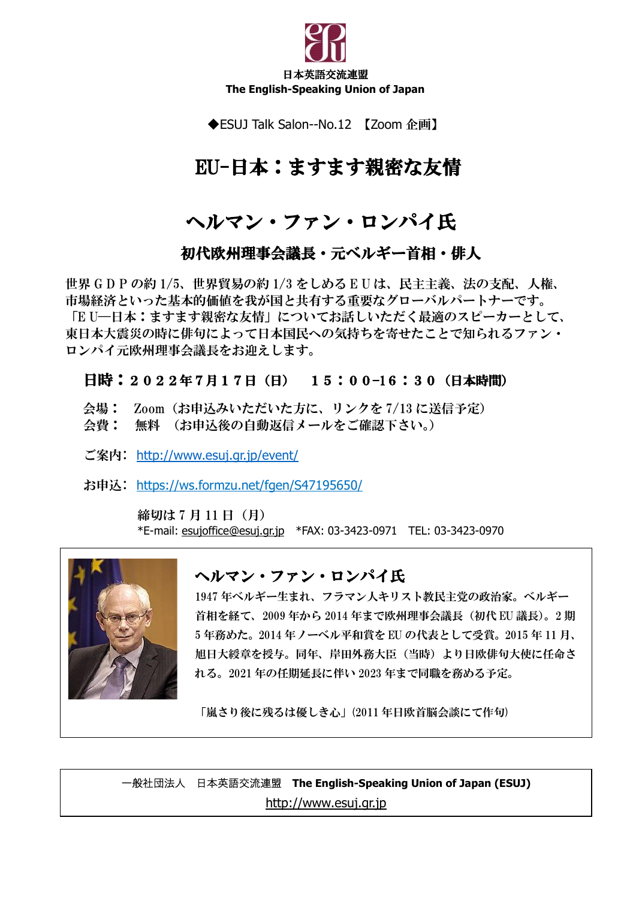日本英語交流連盟
The English-Speaking Union of Japan

◆ESUJ Talk Salon--No.12 【Zoom 企画】

# EU-日本：ますます親密な友情

## ヘルマン・ファン・ロンパイ氏

### 初代欧州理事会議長・元ベルギー首相・俳人

世界ＧＤＰの約 1/5、世界貿易の約 1/3 をしめるＥＵは、民主主義、法の支配、人権、市場経済といった基本的価値を我が国と共有する重要なグローバルパートナーです。「ＥＵ―日本：ますます親密な友情」についてお話しいただく最適のスピーカーとして、東日本大震災の時に俳句によって日本国民への気持ちを寄せたことで知られるファン・ロンパイ元欧州理事会議長をお迎えします。

**日時：２０２２年７月１７日（日）　１５：００-１６：３０（日本時間）**

会場：　Zoom（お申込みいただいた方に、リンクを 7/13 に送信予定）
会費：　無料　（お申込後の自動返信メールをご確認下さい。）

ご案内：http://www.esuj.gr.jp/event/

お申込：https://ws.formzu.net/fgen/S47195650/

締切は 7 月 11 日（月）
*E-mail: esujoffice@esuj.gr.jp　*FAX: 03-3423-0971　TEL: 03-3423-0970

---

**ヘルマン・ファン・ロンパイ氏**

1947 年ベルギー生まれ、フラマン人キリスト教民主党の政治家。ベルギー首相を経て、2009 年から 2014 年まで欧州理事会議長（初代 EU 議長）。2 期 5 年務めた。2014 年ノーベル平和賞を EU の代表として受賞。2015 年 11 月、旭日大綬章を授与。同年、岸田外務大臣（当時）より日欧俳句大使に任命される。2021 年の任期延長に伴い 2023 年まで同職を務める予定。

「嵐さり後に残るは優しき心」(2011 年日欧首脳会談にて作句)

---

一般社団法人　日本英語交流連盟　**The English-Speaking Union of Japan (ESUJ)**
http://www.esuj.gr.jp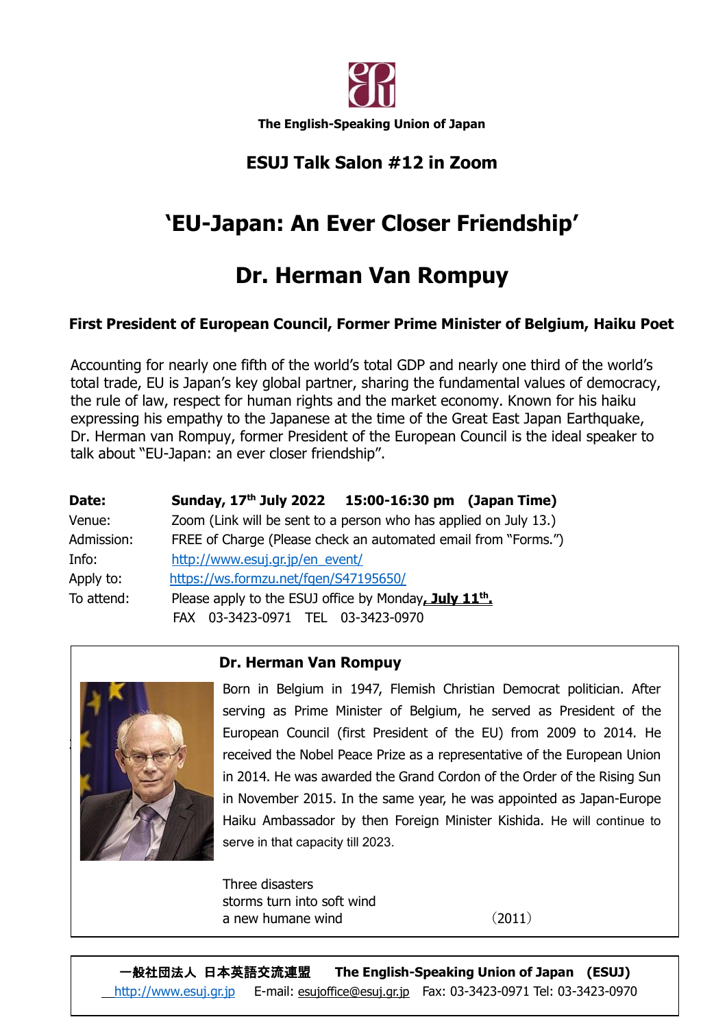The English-Speaking Union of Japan

## ESUJ Talk Salon #12 in Zoom

# 'EU-Japan: An Ever Closer Friendship'

# Dr. Herman Van Rompuy

**First President of European Council, Former Prime Minister of Belgium, Haiku Poet**

Accounting for nearly one fifth of the world's total GDP and nearly one third of the world's total trade, EU is Japan's key global partner, sharing the fundamental values of democracy, the rule of law, respect for human rights and the market economy. Known for his haiku expressing his empathy to the Japanese at the time of the Great East Japan Earthquake, Dr. Herman van Rompuy, former President of the European Council is the ideal speaker to talk about "EU-Japan: an ever closer friendship".

| | |
|---|---|
| **Date:** | **Sunday, 17th July 2022　15:00-16:30 pm　(Japan Time)** |
| Venue: | Zoom (Link will be sent to a person who has applied on July 13.) |
| Admission: | FREE of Charge (Please check an automated email from "Forms.") |
| Info: | http://www.esuj.gr.jp/en_event/ |
| Apply to: | https://ws.formzu.net/fgen/S47195650/ |
| To attend: | Please apply to the ESUJ office by Monday**, July 11th.** |
| | FAX　03-3423-0971　TEL　03-3423-0970 |

### Dr. Herman Van Rompuy

Born in Belgium in 1947, Flemish Christian Democrat politician. After serving as Prime Minister of Belgium, he served as President of the European Council (first President of the EU) from 2009 to 2014. He received the Nobel Peace Prize as a representative of the European Union in 2014. He was awarded the Grand Cordon of the Order of the Rising Sun in November 2015. In the same year, he was appointed as Japan-Europe Haiku Ambassador by then Foreign Minister Kishida. He will continue to serve in that capacity till 2023.

Three disasters
storms turn into soft wind
a new humane wind　　　　　　　　（2011）

**一般社団法人 日本英語交流連盟　The English-Speaking Union of Japan (ESUJ)**
http://www.esuj.gr.jp　E-mail: esujoffice@esuj.gr.jp　Fax: 03-3423-0971 Tel: 03-3423-0970